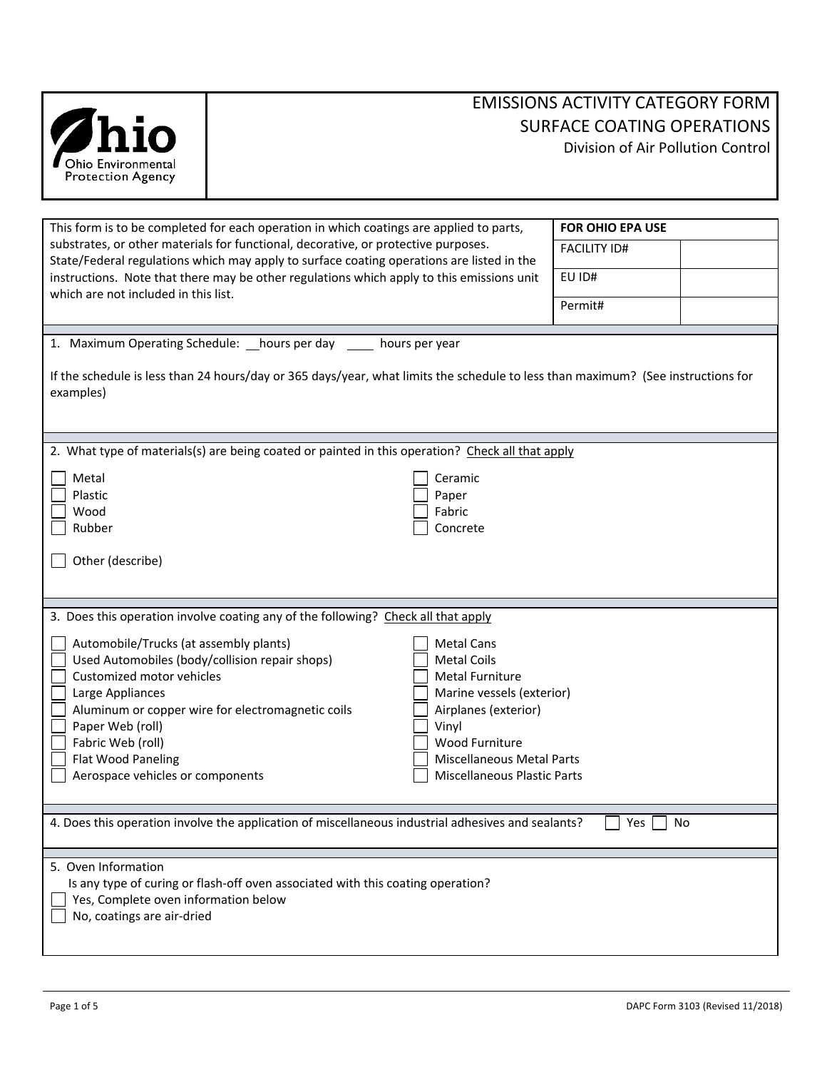**Ohio Environmental Protection Agency**

# EMISSIONS ACTIVITY CATEGORY FORM
## SURFACE COATING OPERATIONS
Division of Air Pollution Control

| This form is to be completed for each operation in which coatings are applied to parts, substrates, or other materials for functional, decorative, or protective purposes. State/Federal regulations which may apply to surface coating operations are listed in the instructions. Note that there may be other regulations which apply to this emissions unit which are not included in this list. | **FOR OHIO EPA USE** | |
|---|---|---|
| | FACILITY ID# | |
| | EU ID# | |
| | Permit# | |

1. Maximum Operating Schedule: \_\_hours per day \_\_\_\_ hours per year

If the schedule is less than 24 hours/day or 365 days/year, what limits the schedule to less than maximum? (See instructions for examples)

2. What type of materials(s) are being coated or painted in this operation? Check all that apply

- [ ] Metal
- [ ] Plastic
- [ ] Wood
- [ ] Rubber
- [ ] Ceramic
- [ ] Paper
- [ ] Fabric
- [ ] Concrete
- [ ] Other (describe)

3. Does this operation involve coating any of the following? Check all that apply

- [ ] Automobile/Trucks (at assembly plants)
- [ ] Used Automobiles (body/collision repair shops)
- [ ] Customized motor vehicles
- [ ] Large Appliances
- [ ] Aluminum or copper wire for electromagnetic coils
- [ ] Paper Web (roll)
- [ ] Fabric Web (roll)
- [ ] Flat Wood Paneling
- [ ] Aerospace vehicles or components
- [ ] Metal Cans
- [ ] Metal Coils
- [ ] Metal Furniture
- [ ] Marine vessels (exterior)
- [ ] Airplanes (exterior)
- [ ] Vinyl
- [ ] Wood Furniture
- [ ] Miscellaneous Metal Parts
- [ ] Miscellaneous Plastic Parts

4. Does this operation involve the application of miscellaneous industrial adhesives and sealants? [ ] Yes [ ] No

5. Oven Information

Is any type of curing or flash-off oven associated with this coating operation?

- [ ] Yes, Complete oven information below
- [ ] No, coatings are air-dried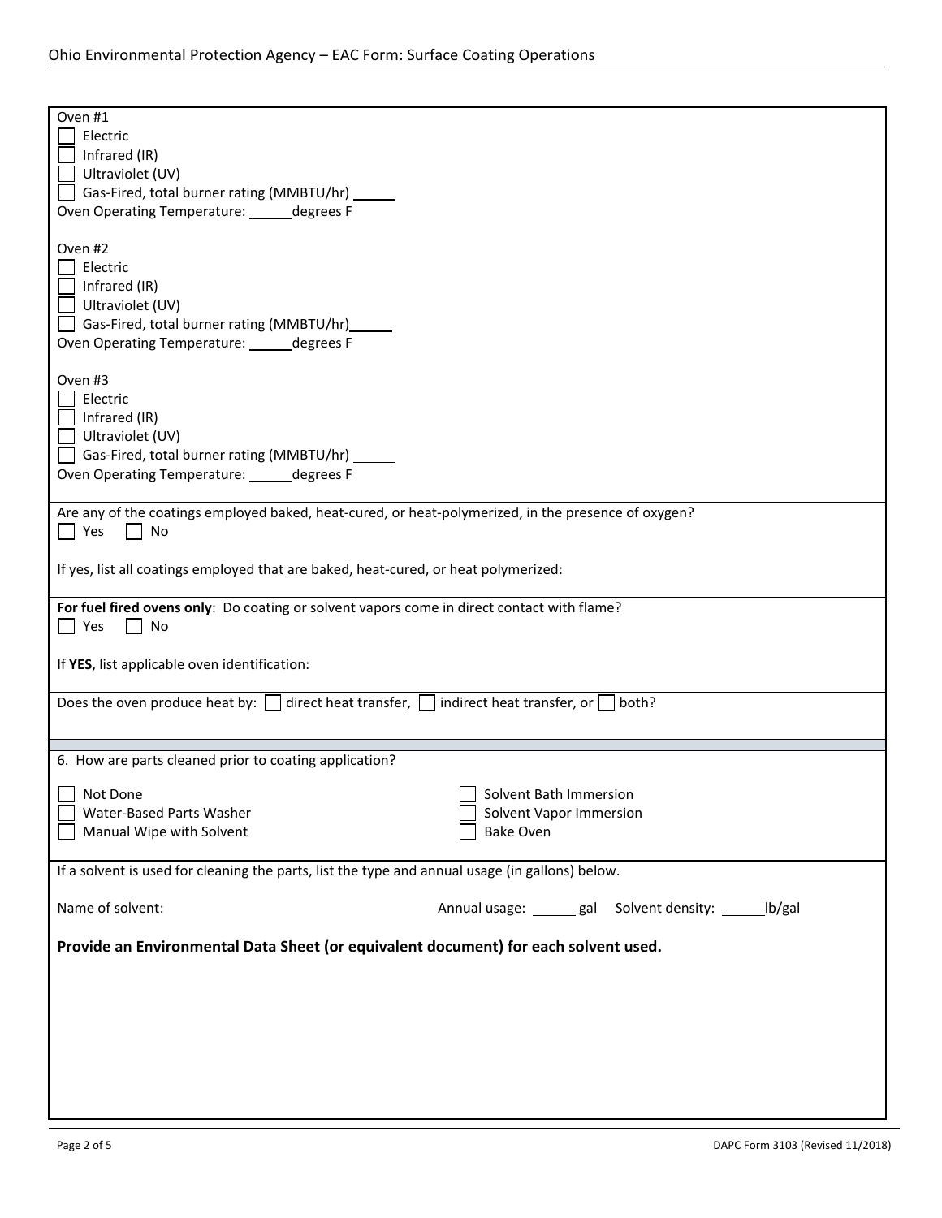Oven #1

- ☐ Electric
- ☐ Infrared (IR)
- ☐ Ultraviolet (UV)
- ☐ Gas-Fired, total burner rating (MMBTU/hr) ______

Oven Operating Temperature: ______degrees F

Oven #2

- ☐ Electric
- ☐ Infrared (IR)
- ☐ Ultraviolet (UV)
- ☐ Gas-Fired, total burner rating (MMBTU/hr)______

Oven Operating Temperature: ______degrees F

Oven #3

- ☐ Electric
- ☐ Infrared (IR)
- ☐ Ultraviolet (UV)
- ☐ Gas-Fired, total burner rating (MMBTU/hr) ______

Oven Operating Temperature: ______degrees F

Are any of the coatings employed baked, heat-cured, or heat-polymerized, in the presence of oxygen?

☐ Yes ☐ No

If yes, list all coatings employed that are baked, heat-cured, or heat polymerized:

**For fuel fired ovens only**: Do coating or solvent vapors come in direct contact with flame?

☐ Yes ☐ No

If **YES**, list applicable oven identification:

Does the oven produce heat by: ☐ direct heat transfer, ☐ indirect heat transfer, or ☐ both?

6. How are parts cleaned prior to coating application?

- ☐ Not Done
- ☐ Water-Based Parts Washer
- ☐ Manual Wipe with Solvent
- ☐ Solvent Bath Immersion
- ☐ Solvent Vapor Immersion
- ☐ Bake Oven

If a solvent is used for cleaning the parts, list the type and annual usage (in gallons) below.

Name of solvent: Annual usage: ______ gal Solvent density: ______lb/gal

**Provide an Environmental Data Sheet (or equivalent document) for each solvent used.**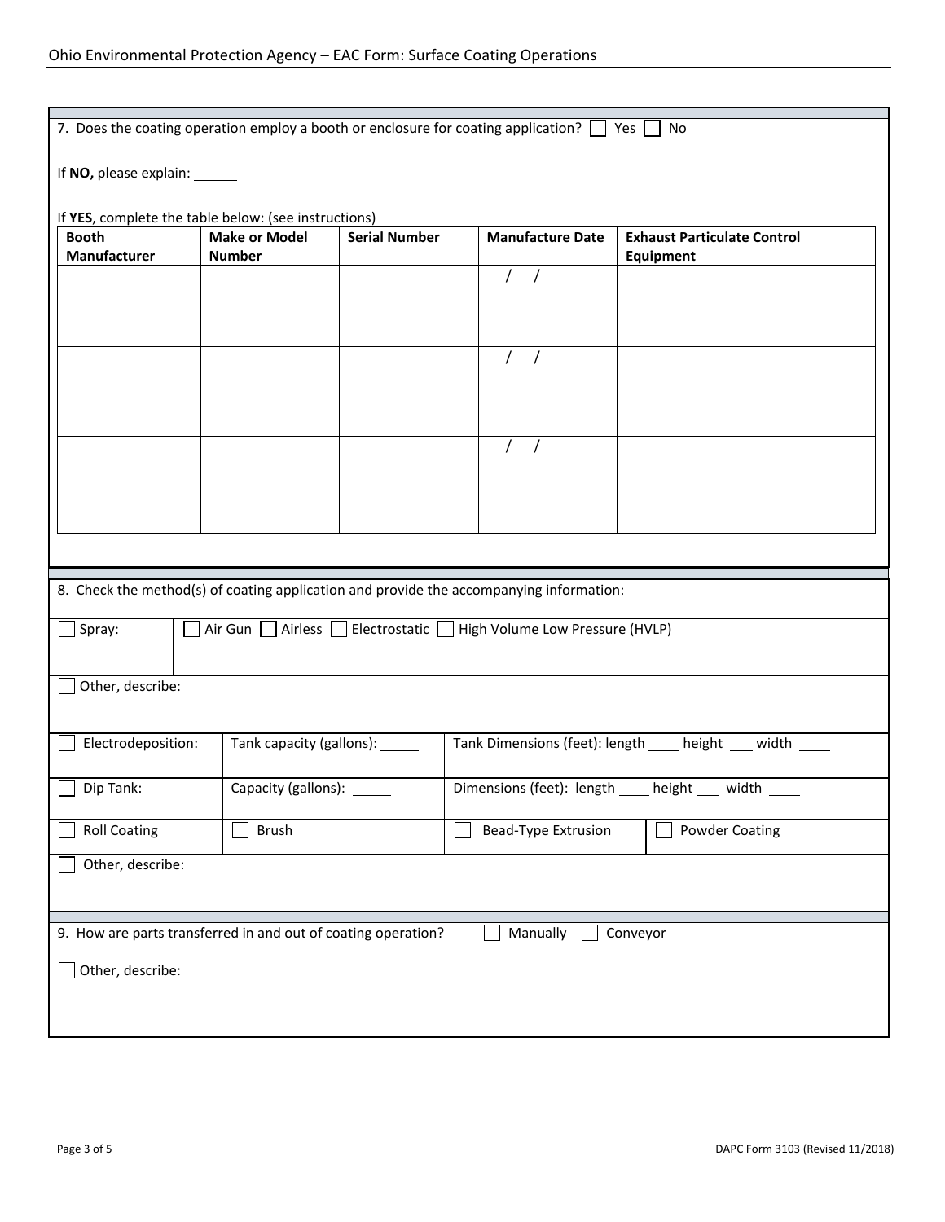7. Does the coating operation employ a booth or enclosure for coating application? ☐ Yes ☐ No

If **NO,** please explain: ______

If **YES**, complete the table below: (see instructions)

| Booth Manufacturer | Make or Model Number | Serial Number | Manufacture Date | Exhaust Particulate Control Equipment |
|---|---|---|---|---|
| | | | / / | |
| | | | / / | |
| | | | / / | |

8. Check the method(s) of coating application and provide the accompanying information:

☐ Spray: ☐ Air Gun ☐ Airless ☐ Electrostatic ☐ High Volume Low Pressure (HVLP)

☐ Other, describe:

| | | |
|---|---|---|
| ☐ Electrodeposition: | Tank capacity (gallons): _____ | Tank Dimensions (feet): length ____ height ___ width ____ |
| ☐ Dip Tank: | Capacity (gallons): _____ | Dimensions (feet): length ____ height ___ width ____ |

☐ Roll Coating ☐ Brush ☐ Bead-Type Extrusion ☐ Powder Coating

☐ Other, describe:

9. How are parts transferred in and out of coating operation? ☐ Manually ☐ Conveyor

☐ Other, describe: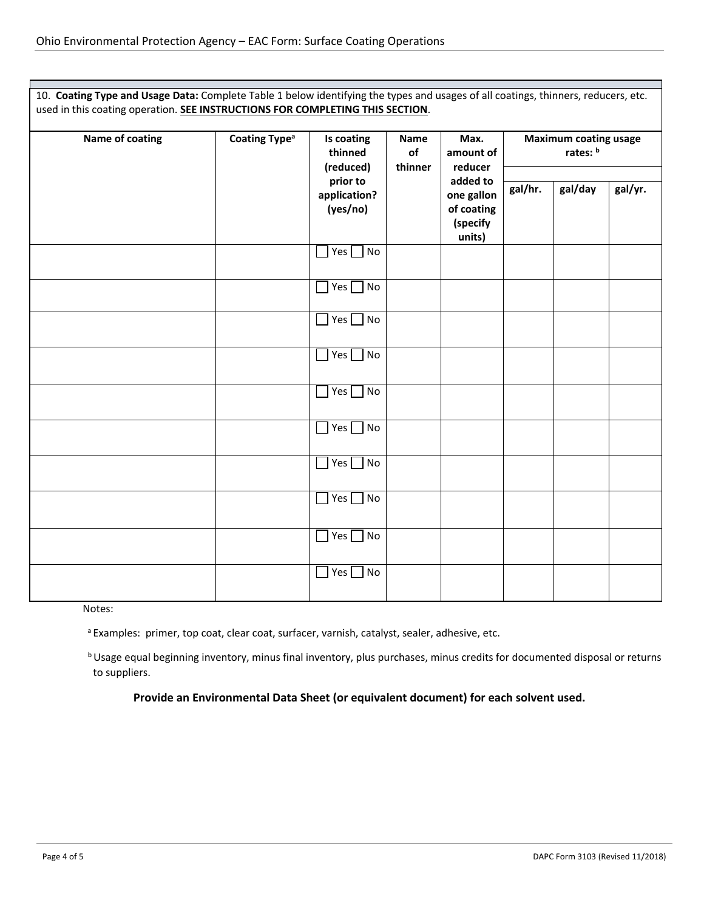10. **Coating Type and Usage Data:** Complete Table 1 below identifying the types and usages of all coatings, thinners, reducers, etc. used in this coating operation. **SEE INSTRUCTIONS FOR COMPLETING THIS SECTION**.

| Name of coating | Coating Type[a] | Is coating thinned (reduced) prior to application? (yes/no) | Name of thinner | Max. amount of reducer added to one gallon of coating (specify units) | Maximum coating usage rates: [b] | | |
|---|---|---|---|---|---|---|---|
| | | | | | gal/hr. | gal/day | gal/yr. |
| | | ☐ Yes ☐ No | | | | | |
| | | ☐ Yes ☐ No | | | | | |
| | | ☐ Yes ☐ No | | | | | |
| | | ☐ Yes ☐ No | | | | | |
| | | ☐ Yes ☐ No | | | | | |
| | | ☐ Yes ☐ No | | | | | |
| | | ☐ Yes ☐ No | | | | | |
| | | ☐ Yes ☐ No | | | | | |
| | | ☐ Yes ☐ No | | | | | |
| | | ☐ Yes ☐ No | | | | | |

Notes:

[a] Examples: primer, top coat, clear coat, surfacer, varnish, catalyst, sealer, adhesive, etc.

[b] Usage equal beginning inventory, minus final inventory, plus purchases, minus credits for documented disposal or returns to suppliers.

**Provide an Environmental Data Sheet (or equivalent document) for each solvent used.**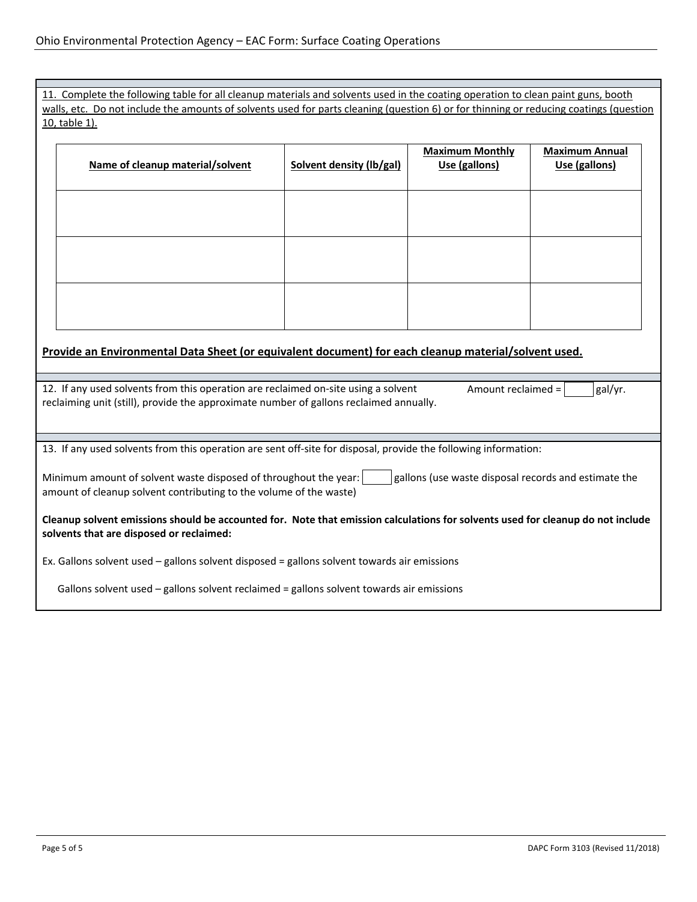11. Complete the following table for all cleanup materials and solvents used in the coating operation to clean paint guns, booth walls, etc. Do not include the amounts of solvents used for parts cleaning (question 6) or for thinning or reducing coatings (question 10, table 1).

| Name of cleanup material/solvent | Solvent density (lb/gal) | Maximum Monthly Use (gallons) | Maximum Annual Use (gallons) |
|---|---|---|---|
| | | | |
| | | | |
| | | | |

**Provide an Environmental Data Sheet (or equivalent document) for each cleanup material/solvent used.**

12. If any used solvents from this operation are reclaimed on-site using a solvent reclaiming unit (still), provide the approximate number of gallons reclaimed annually.

Amount reclaimed = \_\_\_\_\_ gal/yr.

13. If any used solvents from this operation are sent off-site for disposal, provide the following information:

Minimum amount of solvent waste disposed of throughout the year: \_\_\_\_\_ gallons (use waste disposal records and estimate the amount of cleanup solvent contributing to the volume of the waste)

**Cleanup solvent emissions should be accounted for. Note that emission calculations for solvents used for cleanup do not include solvents that are disposed or reclaimed:**

Ex. Gallons solvent used – gallons solvent disposed = gallons solvent towards air emissions

Gallons solvent used – gallons solvent reclaimed = gallons solvent towards air emissions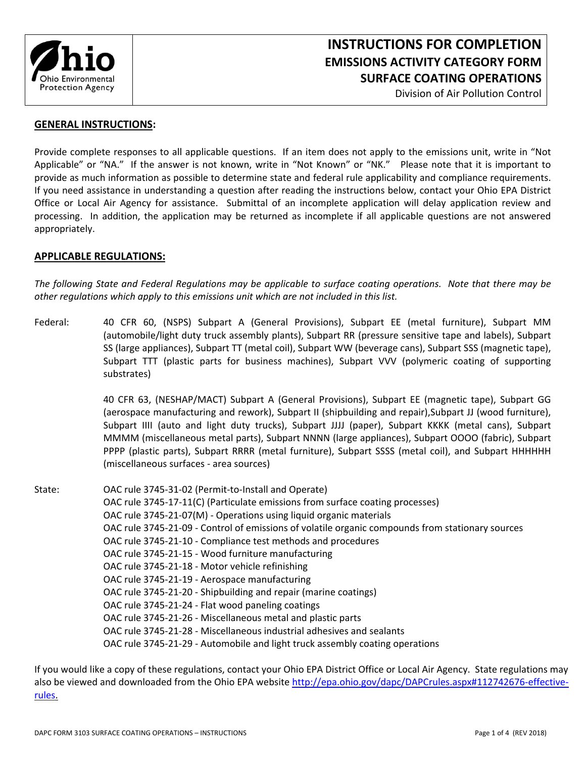# INSTRUCTIONS FOR COMPLETION
## EMISSIONS ACTIVITY CATEGORY FORM
## SURFACE COATING OPERATIONS

Division of Air Pollution Control

## GENERAL INSTRUCTIONS:

Provide complete responses to all applicable questions. If an item does not apply to the emissions unit, write in "Not Applicable" or "NA." If the answer is not known, write in "Not Known" or "NK." Please note that it is important to provide as much information as possible to determine state and federal rule applicability and compliance requirements. If you need assistance in understanding a question after reading the instructions below, contact your Ohio EPA District Office or Local Air Agency for assistance. Submittal of an incomplete application will delay application review and processing. In addition, the application may be returned as incomplete if all applicable questions are not answered appropriately.

## APPLICABLE REGULATIONS:

*The following State and Federal Regulations may be applicable to surface coating operations. Note that there may be other regulations which apply to this emissions unit which are not included in this list.*

Federal: 40 CFR 60, (NSPS) Subpart A (General Provisions), Subpart EE (metal furniture), Subpart MM (automobile/light duty truck assembly plants), Subpart RR (pressure sensitive tape and labels), Subpart SS (large appliances), Subpart TT (metal coil), Subpart WW (beverage cans), Subpart SSS (magnetic tape), Subpart TTT (plastic parts for business machines), Subpart VVV (polymeric coating of supporting substrates)

40 CFR 63, (NESHAP/MACT) Subpart A (General Provisions), Subpart EE (magnetic tape), Subpart GG (aerospace manufacturing and rework), Subpart II (shipbuilding and repair),Subpart JJ (wood furniture), Subpart IIII (auto and light duty trucks), Subpart JJJJ (paper), Subpart KKKK (metal cans), Subpart MMMM (miscellaneous metal parts), Subpart NNNN (large appliances), Subpart OOOO (fabric), Subpart PPPP (plastic parts), Subpart RRRR (metal furniture), Subpart SSSS (metal coil), and Subpart HHHHHH (miscellaneous surfaces - area sources)

State:
- OAC rule 3745-31-02 (Permit-to-Install and Operate)
- OAC rule 3745-17-11(C) (Particulate emissions from surface coating processes)
- OAC rule 3745-21-07(M) - Operations using liquid organic materials
- OAC rule 3745-21-09 - Control of emissions of volatile organic compounds from stationary sources
- OAC rule 3745-21-10 - Compliance test methods and procedures
- OAC rule 3745-21-15 - Wood furniture manufacturing
- OAC rule 3745-21-18 - Motor vehicle refinishing
- OAC rule 3745-21-19 - Aerospace manufacturing
- OAC rule 3745-21-20 - Shipbuilding and repair (marine coatings)
- OAC rule 3745-21-24 - Flat wood paneling coatings
- OAC rule 3745-21-26 - Miscellaneous metal and plastic parts
- OAC rule 3745-21-28 - Miscellaneous industrial adhesives and sealants
- OAC rule 3745-21-29 - Automobile and light truck assembly coating operations

If you would like a copy of these regulations, contact your Ohio EPA District Office or Local Air Agency. State regulations may also be viewed and downloaded from the Ohio EPA website http://epa.ohio.gov/dapc/DAPCrules.aspx#112742676-effective-rules.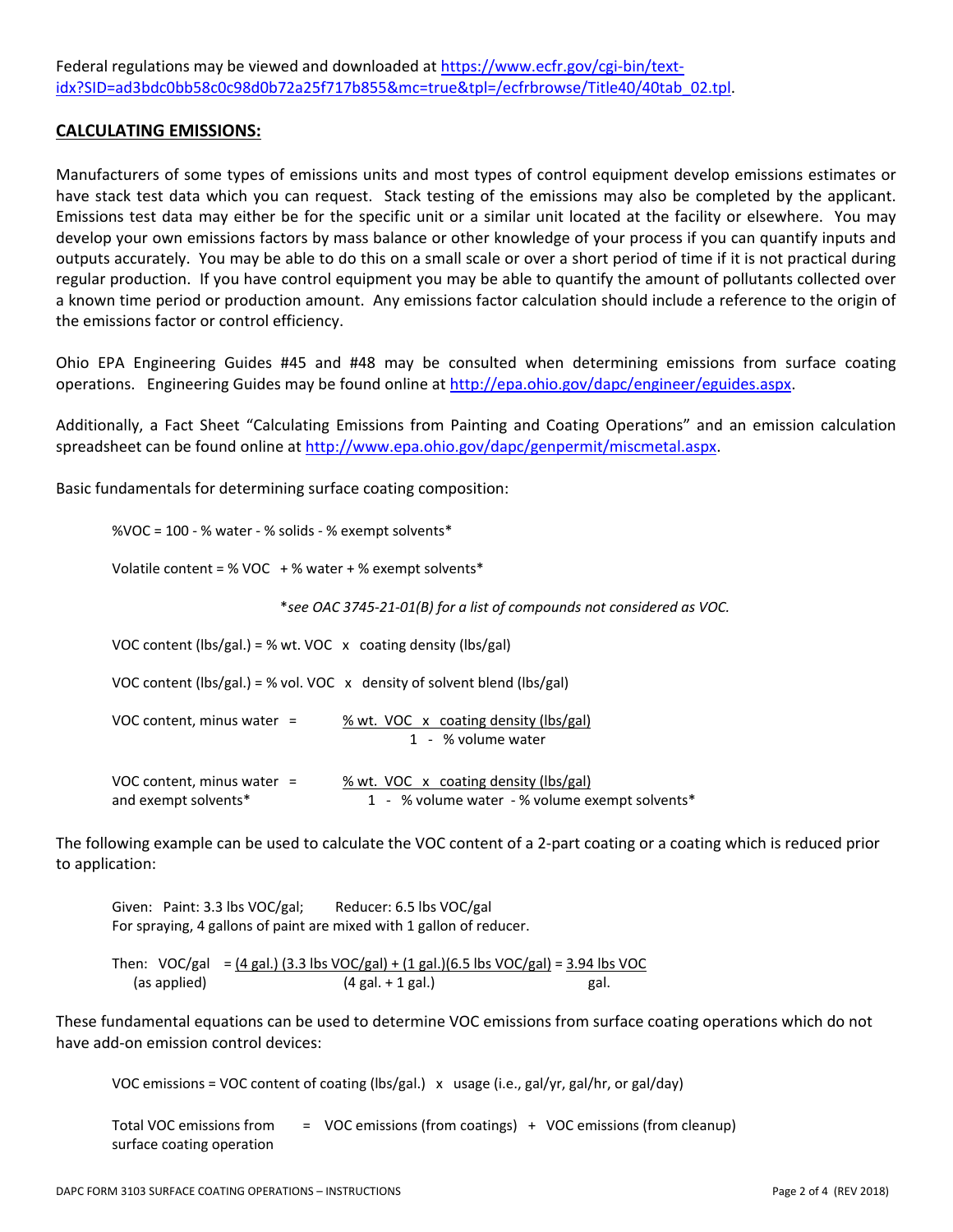Federal regulations may be viewed and downloaded at [https://www.ecfr.gov/cgi-bin/text-idx?SID=ad3bdc0bb58c0c98d0b72a25f717b855&mc=true&tpl=/ecfrbrowse/Title40/40tab_02.tpl](https://www.ecfr.gov/cgi-bin/text-idx?SID=ad3bdc0bb58c0c98d0b72a25f717b855&mc=true&tpl=/ecfrbrowse/Title40/40tab_02.tpl).

## CALCULATING EMISSIONS:

Manufacturers of some types of emissions units and most types of control equipment develop emissions estimates or have stack test data which you can request. Stack testing of the emissions may also be completed by the applicant. Emissions test data may either be for the specific unit or a similar unit located at the facility or elsewhere. You may develop your own emissions factors by mass balance or other knowledge of your process if you can quantify inputs and outputs accurately. You may be able to do this on a small scale or over a short period of time if it is not practical during regular production. If you have control equipment you may be able to quantify the amount of pollutants collected over a known time period or production amount. Any emissions factor calculation should include a reference to the origin of the emissions factor or control efficiency.

Ohio EPA Engineering Guides #45 and #48 may be consulted when determining emissions from surface coating operations. Engineering Guides may be found online at [http://epa.ohio.gov/dapc/engineer/eguides.aspx](http://epa.ohio.gov/dapc/engineer/eguides.aspx).

Additionally, a Fact Sheet "Calculating Emissions from Painting and Coating Operations" and an emission calculation spreadsheet can be found online at [http://www.epa.ohio.gov/dapc/genpermit/miscmetal.aspx](http://www.epa.ohio.gov/dapc/genpermit/miscmetal.aspx).

Basic fundamentals for determining surface coating composition:

%VOC = 100 - % water - % solids - % exempt solvents*

Volatile content = % VOC + % water + % exempt solvents*

*\*see OAC 3745-21-01(B) for a list of compounds not considered as VOC.*

VOC content (lbs/gal.) = % wt. VOC x coating density (lbs/gal)

VOC content (lbs/gal.) = % vol. VOC x density of solvent blend (lbs/gal)

$$\text{VOC content, minus water} = \frac{\text{\% wt. VOC} \times \text{coating density (lbs/gal)}}{1 - \text{\% volume water}}$$

$$\text{VOC content, minus water and exempt solvents*} = \frac{\text{\% wt. VOC} \times \text{coating density (lbs/gal)}}{1 - \text{\% volume water} - \text{\% volume exempt solvents*}}$$

The following example can be used to calculate the VOC content of a 2-part coating or a coating which is reduced prior to application:

Given: Paint: 3.3 lbs VOC/gal; Reducer: 6.5 lbs VOC/gal
For spraying, 4 gallons of paint are mixed with 1 gallon of reducer.

$$\text{Then: VOC/gal (as applied)} = \frac{(4\text{ gal.})(3.3\text{ lbs VOC/gal}) + (1\text{ gal.})(6.5\text{ lbs VOC/gal})}{(4\text{ gal.} + 1\text{ gal.})} = \frac{3.94\text{ lbs VOC}}{\text{gal.}}$$

These fundamental equations can be used to determine VOC emissions from surface coating operations which do not have add-on emission control devices:

VOC emissions = VOC content of coating (lbs/gal.) x usage (i.e., gal/yr, gal/hr, or gal/day)

Total VOC emissions from surface coating operation = VOC emissions (from coatings) + VOC emissions (from cleanup)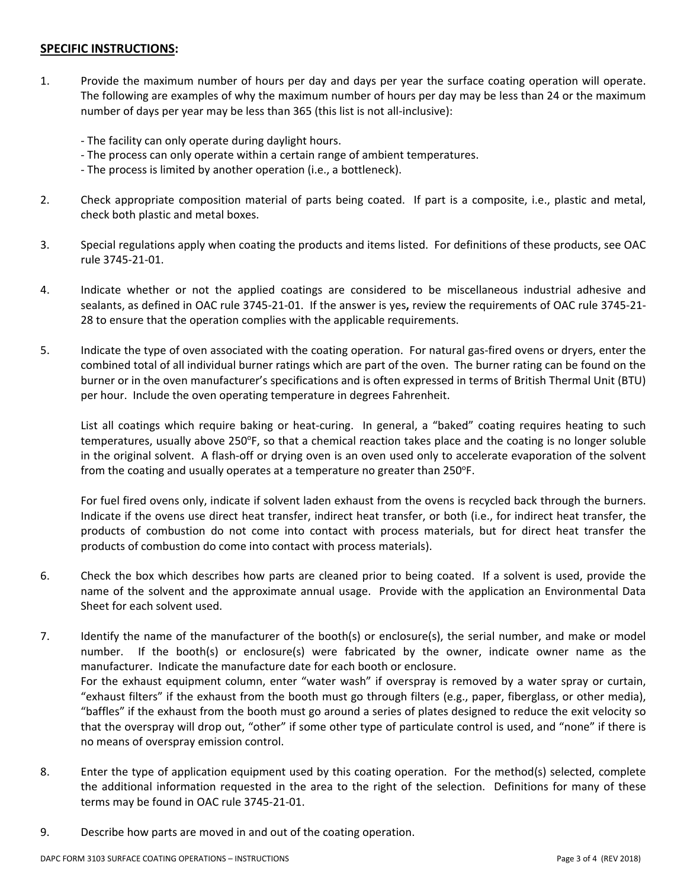## SPECIFIC INSTRUCTIONS:

1. Provide the maximum number of hours per day and days per year the surface coating operation will operate. The following are examples of why the maximum number of hours per day may be less than 24 or the maximum number of days per year may be less than 365 (this list is not all-inclusive):

   - The facility can only operate during daylight hours.
   - The process can only operate within a certain range of ambient temperatures.
   - The process is limited by another operation (i.e., a bottleneck).

2. Check appropriate composition material of parts being coated. If part is a composite, i.e., plastic and metal, check both plastic and metal boxes.

3. Special regulations apply when coating the products and items listed. For definitions of these products, see OAC rule 3745-21-01.

4. Indicate whether or not the applied coatings are considered to be miscellaneous industrial adhesive and sealants, as defined in OAC rule 3745-21-01. If the answer is yes**,** review the requirements of OAC rule 3745-21-28 to ensure that the operation complies with the applicable requirements.

5. Indicate the type of oven associated with the coating operation. For natural gas-fired ovens or dryers, enter the combined total of all individual burner ratings which are part of the oven. The burner rating can be found on the burner or in the oven manufacturer's specifications and is often expressed in terms of British Thermal Unit (BTU) per hour. Include the oven operating temperature in degrees Fahrenheit.

   List all coatings which require baking or heat-curing. In general, a "baked" coating requires heating to such temperatures, usually above 250°F, so that a chemical reaction takes place and the coating is no longer soluble in the original solvent. A flash-off or drying oven is an oven used only to accelerate evaporation of the solvent from the coating and usually operates at a temperature no greater than 250°F.

   For fuel fired ovens only, indicate if solvent laden exhaust from the ovens is recycled back through the burners. Indicate if the ovens use direct heat transfer, indirect heat transfer, or both (i.e., for indirect heat transfer, the products of combustion do not come into contact with process materials, but for direct heat transfer the products of combustion do come into contact with process materials).

6. Check the box which describes how parts are cleaned prior to being coated. If a solvent is used, provide the name of the solvent and the approximate annual usage. Provide with the application an Environmental Data Sheet for each solvent used.

7. Identify the name of the manufacturer of the booth(s) or enclosure(s), the serial number, and make or model number. If the booth(s) or enclosure(s) were fabricated by the owner, indicate owner name as the manufacturer. Indicate the manufacture date for each booth or enclosure.
   For the exhaust equipment column, enter "water wash" if overspray is removed by a water spray or curtain, "exhaust filters" if the exhaust from the booth must go through filters (e.g., paper, fiberglass, or other media), "baffles" if the exhaust from the booth must go around a series of plates designed to reduce the exit velocity so that the overspray will drop out, "other" if some other type of particulate control is used, and "none" if there is no means of overspray emission control.

8. Enter the type of application equipment used by this coating operation. For the method(s) selected, complete the additional information requested in the area to the right of the selection. Definitions for many of these terms may be found in OAC rule 3745-21-01.

9. Describe how parts are moved in and out of the coating operation.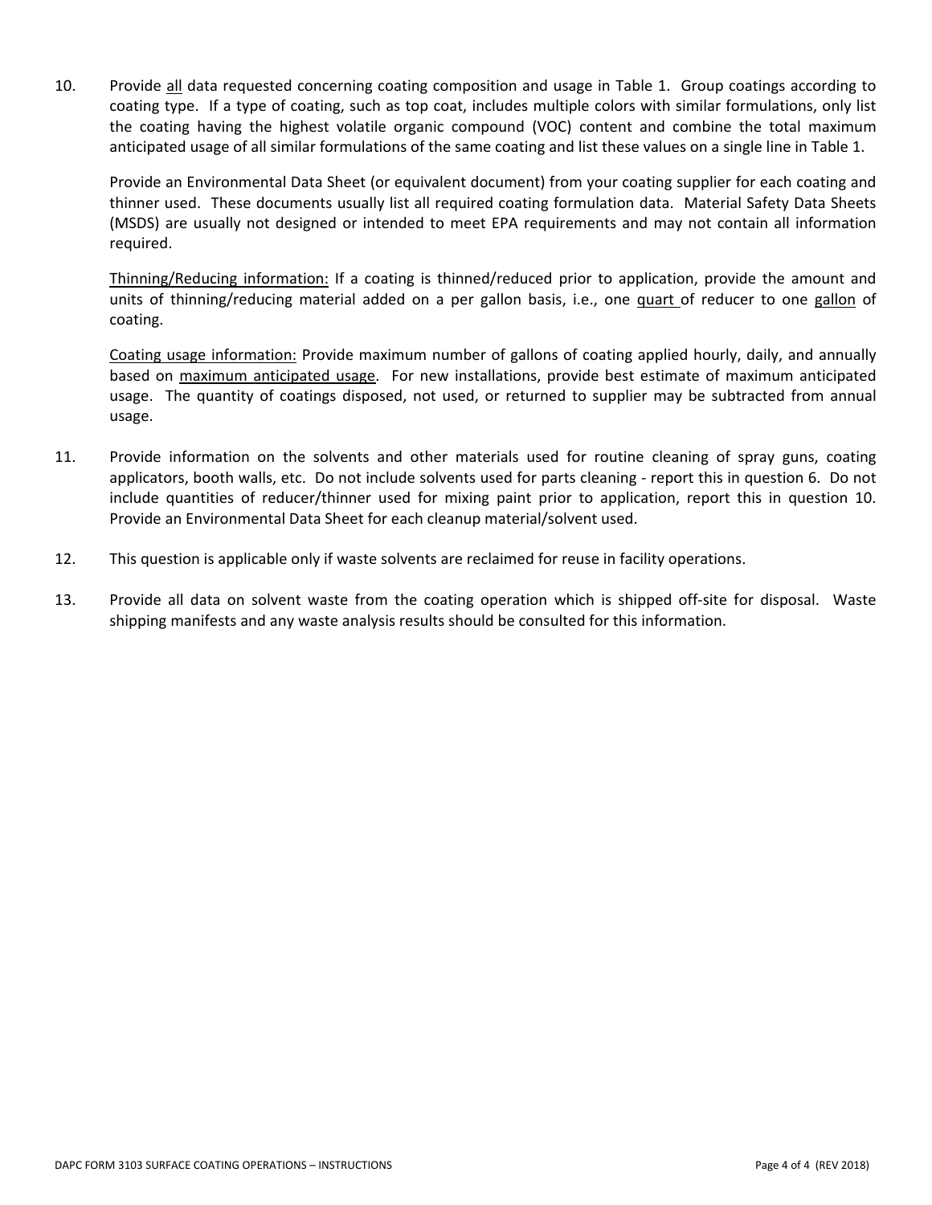10. Provide <u>all</u> data requested concerning coating composition and usage in Table 1. Group coatings according to coating type. If a type of coating, such as top coat, includes multiple colors with similar formulations, only list the coating having the highest volatile organic compound (VOC) content and combine the total maximum anticipated usage of all similar formulations of the same coating and list these values on a single line in Table 1.

    Provide an Environmental Data Sheet (or equivalent document) from your coating supplier for each coating and thinner used. These documents usually list all required coating formulation data. Material Safety Data Sheets (MSDS) are usually not designed or intended to meet EPA requirements and may not contain all information required.

    <u>Thinning/Reducing information:</u> If a coating is thinned/reduced prior to application, provide the amount and units of thinning/reducing material added on a per gallon basis, i.e., one <u>quart</u> of reducer to one <u>gallon</u> of coating.

    <u>Coating usage information:</u> Provide maximum number of gallons of coating applied hourly, daily, and annually based on <u>maximum anticipated usage</u>. For new installations, provide best estimate of maximum anticipated usage. The quantity of coatings disposed, not used, or returned to supplier may be subtracted from annual usage.

11. Provide information on the solvents and other materials used for routine cleaning of spray guns, coating applicators, booth walls, etc. Do not include solvents used for parts cleaning - report this in question 6. Do not include quantities of reducer/thinner used for mixing paint prior to application, report this in question 10. Provide an Environmental Data Sheet for each cleanup material/solvent used.

12. This question is applicable only if waste solvents are reclaimed for reuse in facility operations.

13. Provide all data on solvent waste from the coating operation which is shipped off-site for disposal. Waste shipping manifests and any waste analysis results should be consulted for this information.